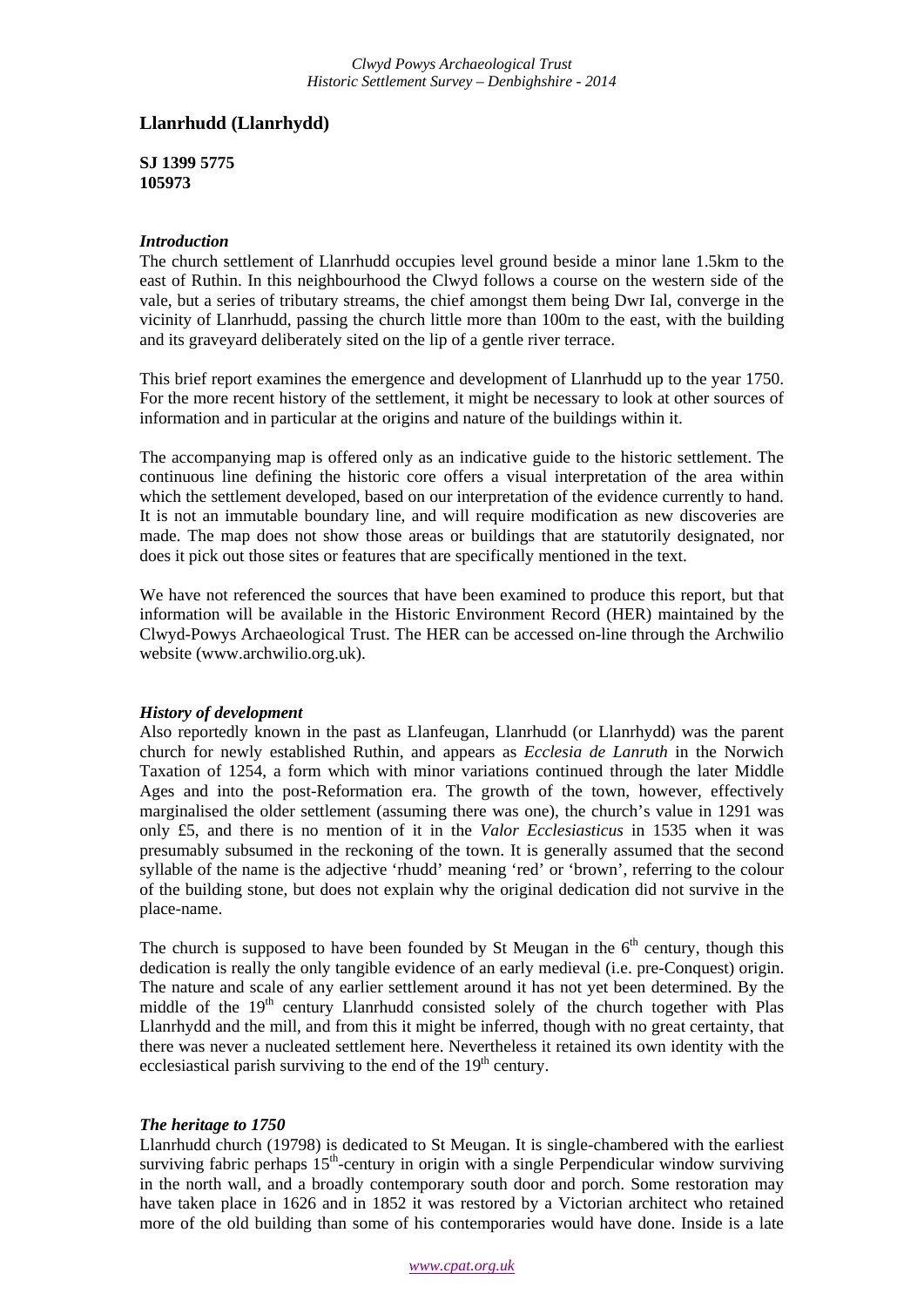## Llanrhudd (Llanrhydd)

**SJ 1399 5775**
**105973**

### *Introduction*

The church settlement of Llanrhudd occupies level ground beside a minor lane 1.5km to the east of Ruthin. In this neighbourhood the Clwyd follows a course on the western side of the vale, but a series of tributary streams, the chief amongst them being Dwr Ial, converge in the vicinity of Llanrhudd, passing the church little more than 100m to the east, with the building and its graveyard deliberately sited on the lip of a gentle river terrace.

This brief report examines the emergence and development of Llanrhudd up to the year 1750. For the more recent history of the settlement, it might be necessary to look at other sources of information and in particular at the origins and nature of the buildings within it.

The accompanying map is offered only as an indicative guide to the historic settlement. The continuous line defining the historic core offers a visual interpretation of the area within which the settlement developed, based on our interpretation of the evidence currently to hand. It is not an immutable boundary line, and will require modification as new discoveries are made. The map does not show those areas or buildings that are statutorily designated, nor does it pick out those sites or features that are specifically mentioned in the text.

We have not referenced the sources that have been examined to produce this report, but that information will be available in the Historic Environment Record (HER) maintained by the Clwyd-Powys Archaeological Trust. The HER can be accessed on-line through the Archwilio website (www.archwilio.org.uk).

### *History of development*

Also reportedly known in the past as Llanfeugan, Llanrhudd (or Llanrhydd) was the parent church for newly established Ruthin, and appears as *Ecclesia de Lanruth* in the Norwich Taxation of 1254, a form which with minor variations continued through the later Middle Ages and into the post-Reformation era. The growth of the town, however, effectively marginalised the older settlement (assuming there was one), the church's value in 1291 was only £5, and there is no mention of it in the *Valor Ecclesiasticus* in 1535 when it was presumably subsumed in the reckoning of the town. It is generally assumed that the second syllable of the name is the adjective 'rhudd' meaning 'red' or 'brown', referring to the colour of the building stone, but does not explain why the original dedication did not survive in the place-name.

The church is supposed to have been founded by St Meugan in the 6th century, though this dedication is really the only tangible evidence of an early medieval (i.e. pre-Conquest) origin. The nature and scale of any earlier settlement around it has not yet been determined. By the middle of the 19th century Llanrhudd consisted solely of the church together with Plas Llanrhydd and the mill, and from this it might be inferred, though with no great certainty, that there was never a nucleated settlement here. Nevertheless it retained its own identity with the ecclesiastical parish surviving to the end of the 19th century.

### *The heritage to 1750*

Llanrhudd church (19798) is dedicated to St Meugan. It is single-chambered with the earliest surviving fabric perhaps 15th-century in origin with a single Perpendicular window surviving in the north wall, and a broadly contemporary south door and porch. Some restoration may have taken place in 1626 and in 1852 it was restored by a Victorian architect who retained more of the old building than some of his contemporaries would have done. Inside is a late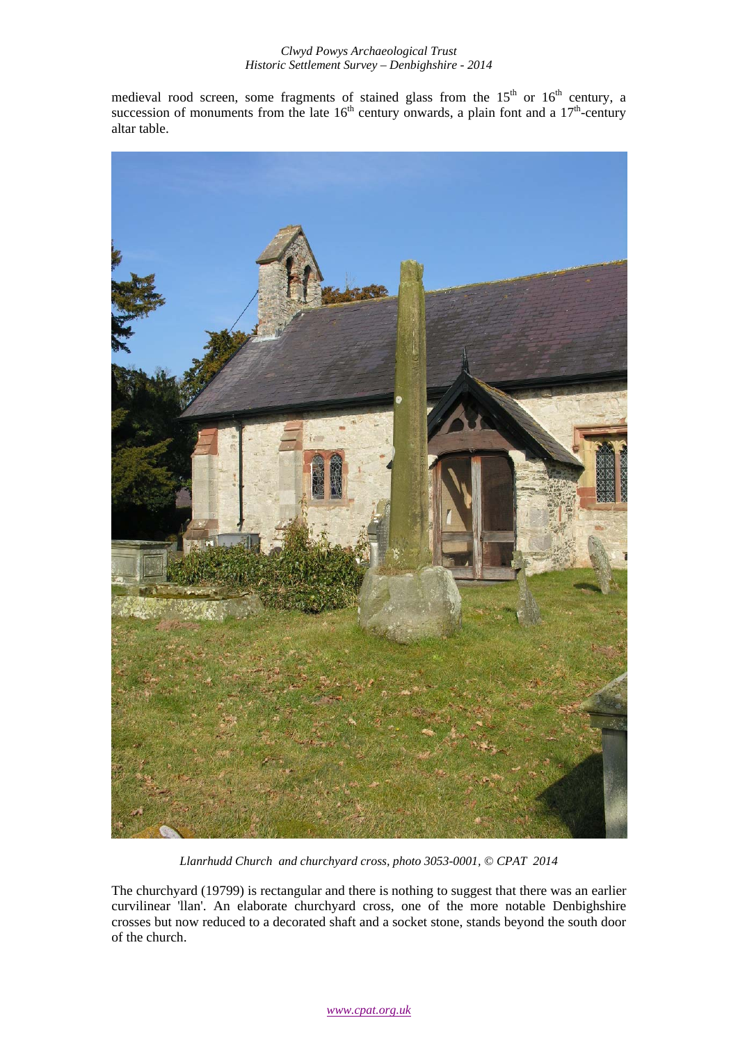medieval rood screen, some fragments of stained glass from the 15th or 16th century, a succession of monuments from the late 16th century onwards, a plain font and a 17th-century altar table.

*Llanrhudd Church and churchyard cross, photo 3053-0001, © CPAT 2014*

The churchyard (19799) is rectangular and there is nothing to suggest that there was an earlier curvilinear 'llan'. An elaborate churchyard cross, one of the more notable Denbighshire crosses but now reduced to a decorated shaft and a socket stone, stands beyond the south door of the church.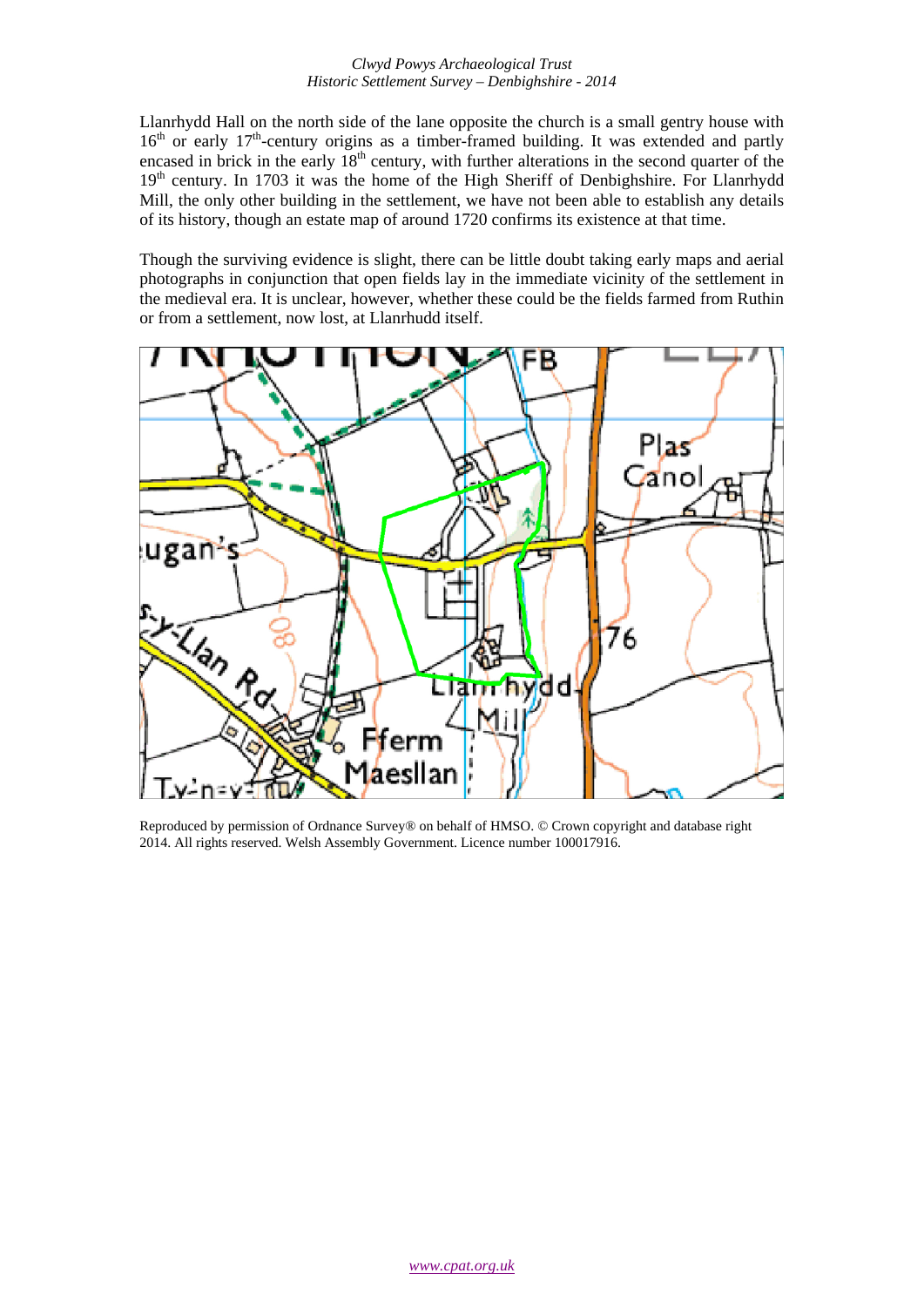Llanrhydd Hall on the north side of the lane opposite the church is a small gentry house with 16th or early 17th-century origins as a timber-framed building. It was extended and partly encased in brick in the early 18th century, with further alterations in the second quarter of the 19th century. In 1703 it was the home of the High Sheriff of Denbighshire. For Llanrhydd Mill, the only other building in the settlement, we have not been able to establish any details of its history, though an estate map of around 1720 confirms its existence at that time.

Though the surviving evidence is slight, there can be little doubt taking early maps and aerial photographs in conjunction that open fields lay in the immediate vicinity of the settlement in the medieval era. It is unclear, however, whether these could be the fields farmed from Ruthin or from a settlement, now lost, at Llanrhudd itself.

Reproduced by permission of Ordnance Survey® on behalf of HMSO. © Crown copyright and database right 2014. All rights reserved. Welsh Assembly Government. Licence number 100017916.